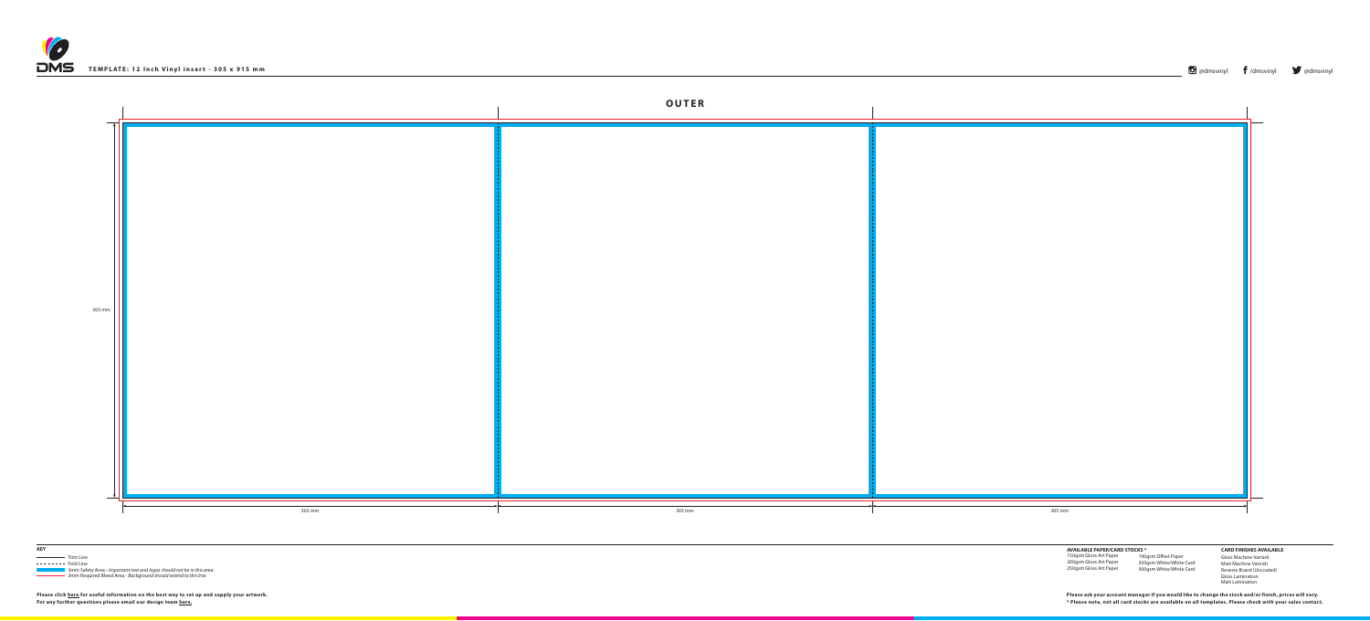**TEMPLATE: 12 Inch Vinyl insert - 305 x 915 mm**

@dmsvinyl /dmsvinyl @dmsvinyl

## OUTER

305 mm

305 mm | 305 mm | 305 mm

**KEY**

- Trim Line
- Fold Line
- 3mm Safety Area - *Important text and logos should not be in this area.*
- 3mm Required Bleed Area - *Background should extend to this line.*

**AVAILABLE PAPER/CARD STOCKS \***

| | |
|---|---|
| 150gsm Gloss Art Paper | 190gsm Offset Paper |
| 200gsm Gloss Art Paper | 350gsm White/White Card |
| 250gsm Gloss Art Paper | 300gsm White/White Card |

**CARD FINISHES AVAILABLE**

- Gloss Machine Varnish
- Matt Machine Varnish
- Reverse Board (Uncoated)
- Gloss Lamination
- Matt Lamination

**Please click here for useful information on the best way to set up and supply your artwork.**
**For any further questions please email our design team here.**

**Please ask your account manager if you would like to change the stock and/or finish, prices will vary.**
**\* Please note, not all card stocks are available on all templates. Please check with your sales contact.**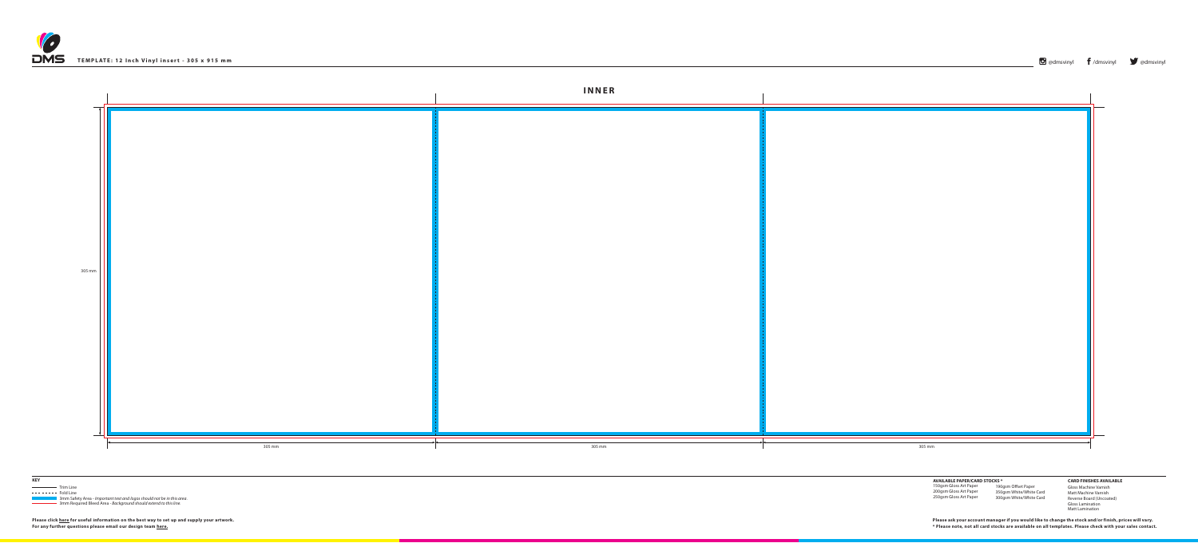DMS

**TEMPLATE: 12 Inch Vinyl insert - 305 x 915 mm**

@dmsvinyl /dmsvinyl @dmsvinyl

## INNER

305 mm

305 mm

305 mm

305 mm

**KEY**

Trim Line

Fold Line

3mm Safety Area - *Important text and logos should not be in this area.*

3mm Required Bleed Area - *Background should extend to this line.*

**Please click here for useful information on the best way to set up and supply your artwork.**
**For any further questions please email our design team here.**

**AVAILABLE PAPER/CARD STOCKS \***

150gsm Gloss Art Paper
200gsm Gloss Art Paper
250gsm Gloss Art Paper

190gsm Offset Paper
350gsm White/White Card
300gsm White/White Card

**CARD FINISHES AVAILABLE**

Gloss Machine Varnish
Matt Machine Varnish
Reverse Board (Uncoated)
Gloss Lamination
Matt Lamination

**Please ask your account manager if you would like to change the stock and/or finish, prices will vary.**
**\* Please note, not all card stocks are available on all templates. Please check with your sales contact.**